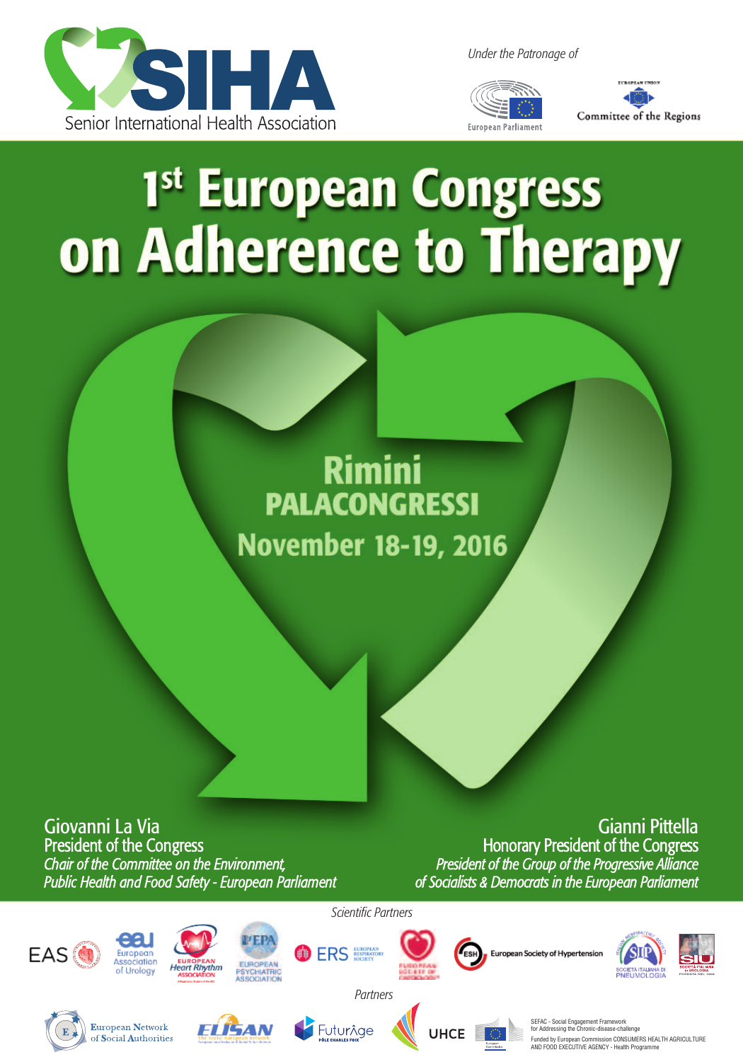SIHA
Senior International Health Association

*Under the Patronage of*

European Parliament

European Union Committee of the Regions

# 1st European Congress on Adherence to Therapy

## Rimini PALACONGRESSI November 18-19, 2016

Giovanni La Via
President of the Congress
*Chair of the Committee on the Environment, Public Health and Food Safety - European Parliament*

Gianni Pittella
Honorary President of the Congress
*President of the Group of the Progressive Alliance of Socialists & Democrats in the European Parliament*

*Scientific Partners*

EAS

European Association of Urology

European Heart Rhythm Association

EPA European Psychiatric Association

ERS European Respiratory Society

European Society of Cardiology

ESH European Society of Hypertension

SIP Società Italiana di Pneumologia

SIU Società Italiana di Urologia

*Partners*

European Network of Social Authorities

ELISAN

FuturÂge Pôle Charles Foix

UHCE

European Commission

SEFAC - Social Engagement Framework for Addressing the Chronic-disease-challenge
Funded by European Commission CONSUMERS HEALTH AGRICULTURE AND FOOD EXECUTIVE AGENCY - Health Programme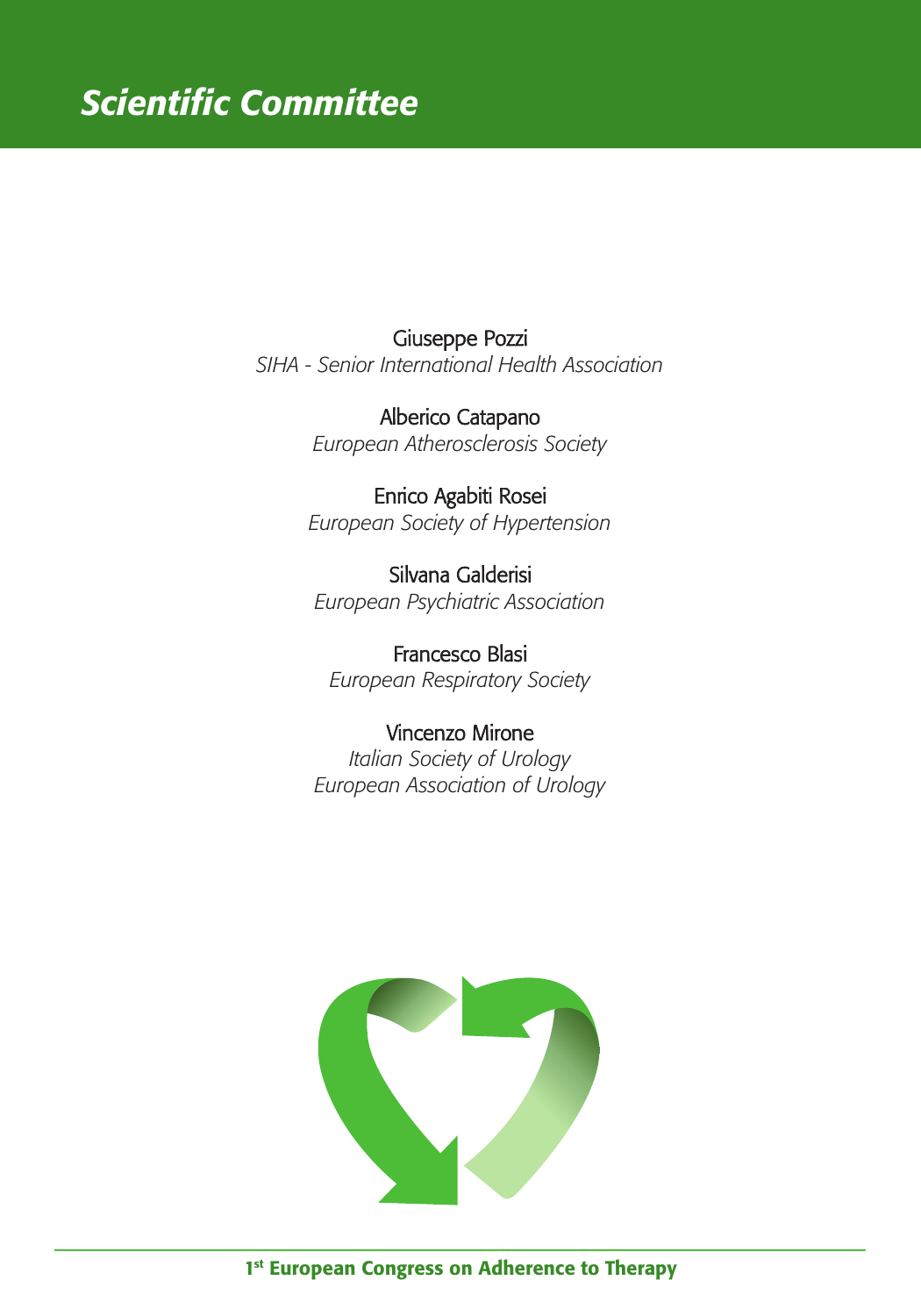# *Scientific Committee*

Giuseppe Pozzi
*SIHA - Senior International Health Association*

Alberico Catapano
*European Atherosclerosis Society*

Enrico Agabiti Rosei
*European Society of Hypertension*

Silvana Galderisi
*European Psychiatric Association*

Francesco Blasi
*European Respiratory Society*

Vincenzo Mirone
*Italian Society of Urology*
*European Association of Urology*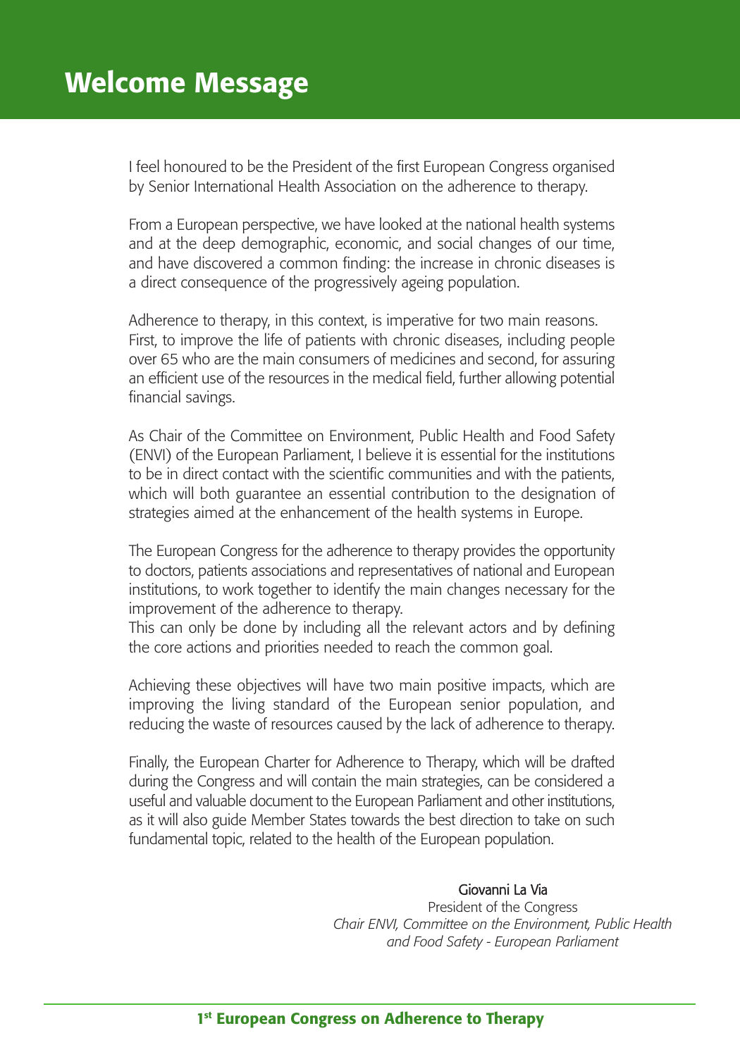# Welcome Message

I feel honoured to be the President of the first European Congress organised by Senior International Health Association on the adherence to therapy.

From a European perspective, we have looked at the national health systems and at the deep demographic, economic, and social changes of our time, and have discovered a common finding: the increase in chronic diseases is a direct consequence of the progressively ageing population.

Adherence to therapy, in this context, is imperative for two main reasons. First, to improve the life of patients with chronic diseases, including people over 65 who are the main consumers of medicines and second, for assuring an efficient use of the resources in the medical field, further allowing potential financial savings.

As Chair of the Committee on Environment, Public Health and Food Safety (ENVI) of the European Parliament, I believe it is essential for the institutions to be in direct contact with the scientific communities and with the patients, which will both guarantee an essential contribution to the designation of strategies aimed at the enhancement of the health systems in Europe.

The European Congress for the adherence to therapy provides the opportunity to doctors, patients associations and representatives of national and European institutions, to work together to identify the main changes necessary for the improvement of the adherence to therapy.
This can only be done by including all the relevant actors and by defining the core actions and priorities needed to reach the common goal.

Achieving these objectives will have two main positive impacts, which are improving the living standard of the European senior population, and reducing the waste of resources caused by the lack of adherence to therapy.

Finally, the European Charter for Adherence to Therapy, which will be drafted during the Congress and will contain the main strategies, can be considered a useful and valuable document to the European Parliament and other institutions, as it will also guide Member States towards the best direction to take on such fundamental topic, related to the health of the European population.

Giovanni La Via
President of the Congress
*Chair ENVI, Committee on the Environment, Public Health and Food Safety - European Parliament*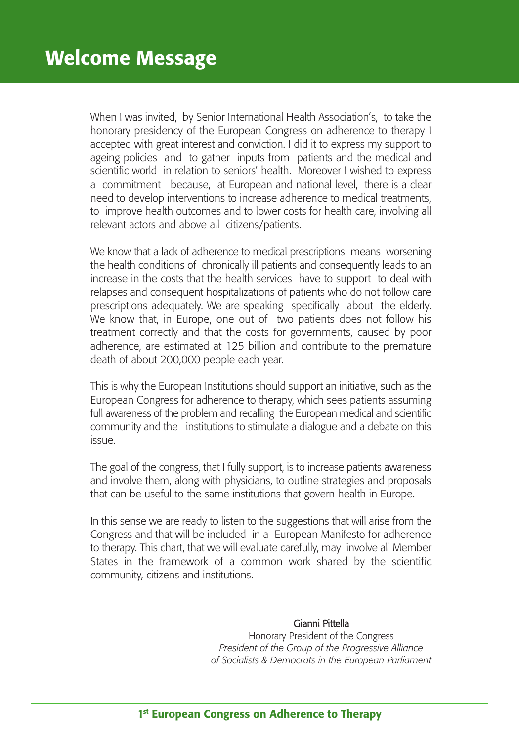# Welcome Message

When I was invited, by Senior International Health Association's, to take the honorary presidency of the European Congress on adherence to therapy I accepted with great interest and conviction. I did it to express my support to ageing policies and to gather inputs from patients and the medical and scientific world in relation to seniors' health. Moreover I wished to express a commitment because, at European and national level, there is a clear need to develop interventions to increase adherence to medical treatments, to improve health outcomes and to lower costs for health care, involving all relevant actors and above all citizens/patients.

We know that a lack of adherence to medical prescriptions means worsening the health conditions of chronically ill patients and consequently leads to an increase in the costs that the health services have to support to deal with relapses and consequent hospitalizations of patients who do not follow care prescriptions adequately. We are speaking specifically about the elderly. We know that, in Europe, one out of two patients does not follow his treatment correctly and that the costs for governments, caused by poor adherence, are estimated at 125 billion and contribute to the premature death of about 200,000 people each year.

This is why the European Institutions should support an initiative, such as the European Congress for adherence to therapy, which sees patients assuming full awareness of the problem and recalling the European medical and scientific community and the institutions to stimulate a dialogue and a debate on this issue.

The goal of the congress, that I fully support, is to increase patients awareness and involve them, along with physicians, to outline strategies and proposals that can be useful to the same institutions that govern health in Europe.

In this sense we are ready to listen to the suggestions that will arise from the Congress and that will be included in a European Manifesto for adherence to therapy. This chart, that we will evaluate carefully, may involve all Member States in the framework of a common work shared by the scientific community, citizens and institutions.

Gianni Pittella
Honorary President of the Congress
*President of the Group of the Progressive Alliance of Socialists & Democrats in the European Parliament*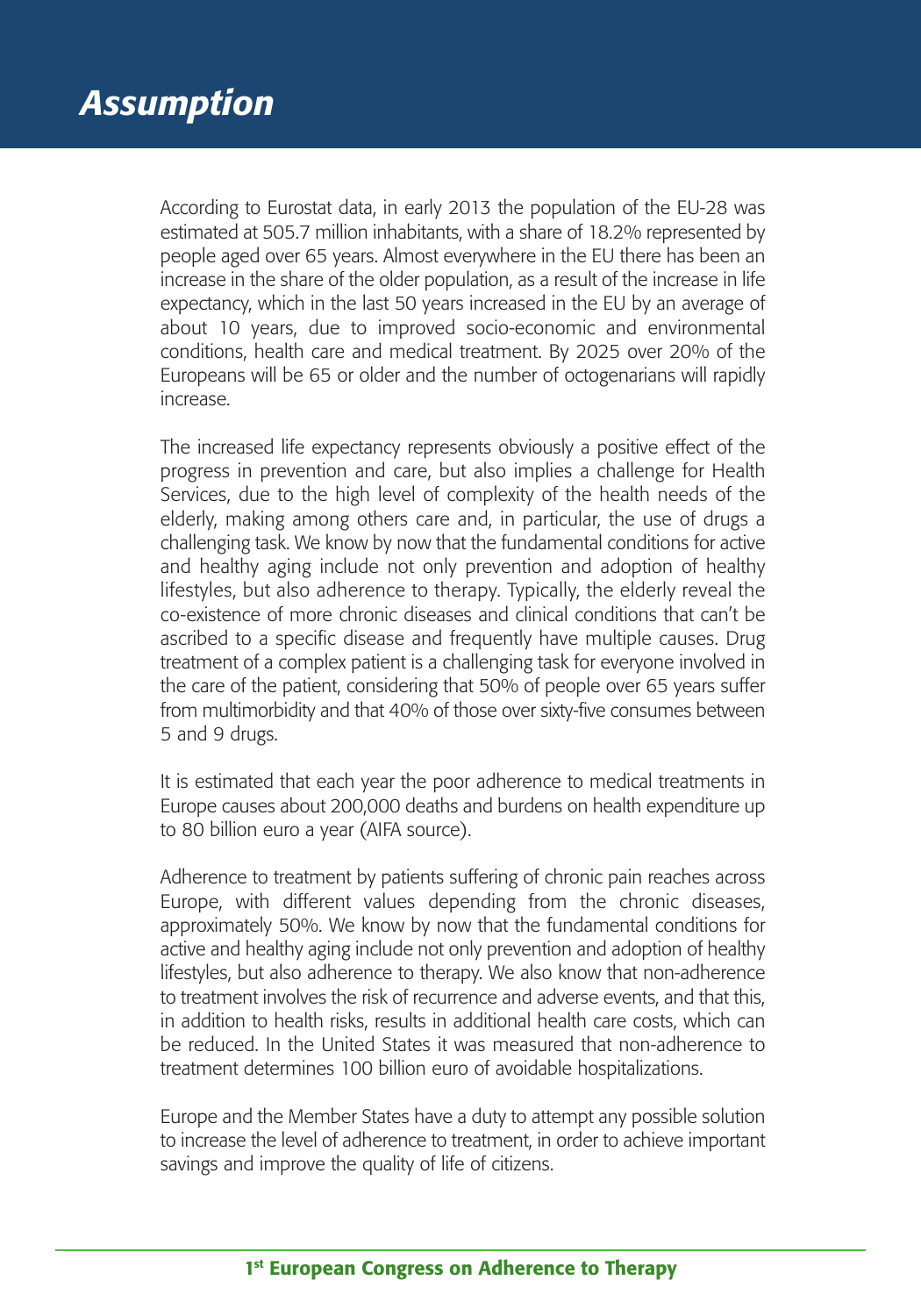# Assumption

According to Eurostat data, in early 2013 the population of the EU-28 was estimated at 505.7 million inhabitants, with a share of 18.2% represented by people aged over 65 years. Almost everywhere in the EU there has been an increase in the share of the older population, as a result of the increase in life expectancy, which in the last 50 years increased in the EU by an average of about 10 years, due to improved socio-economic and environmental conditions, health care and medical treatment. By 2025 over 20% of the Europeans will be 65 or older and the number of octogenarians will rapidly increase.

The increased life expectancy represents obviously a positive effect of the progress in prevention and care, but also implies a challenge for Health Services, due to the high level of complexity of the health needs of the elderly, making among others care and, in particular, the use of drugs a challenging task. We know by now that the fundamental conditions for active and healthy aging include not only prevention and adoption of healthy lifestyles, but also adherence to therapy. Typically, the elderly reveal the co-existence of more chronic diseases and clinical conditions that can't be ascribed to a specific disease and frequently have multiple causes. Drug treatment of a complex patient is a challenging task for everyone involved in the care of the patient, considering that 50% of people over 65 years suffer from multimorbidity and that 40% of those over sixty-five consumes between 5 and 9 drugs.

It is estimated that each year the poor adherence to medical treatments in Europe causes about 200,000 deaths and burdens on health expenditure up to 80 billion euro a year (AIFA source).

Adherence to treatment by patients suffering of chronic pain reaches across Europe, with different values depending from the chronic diseases, approximately 50%. We know by now that the fundamental conditions for active and healthy aging include not only prevention and adoption of healthy lifestyles, but also adherence to therapy. We also know that non-adherence to treatment involves the risk of recurrence and adverse events, and that this, in addition to health risks, results in additional health care costs, which can be reduced. In the United States it was measured that non-adherence to treatment determines 100 billion euro of avoidable hospitalizations.

Europe and the Member States have a duty to attempt any possible solution to increase the level of adherence to treatment, in order to achieve important savings and improve the quality of life of citizens.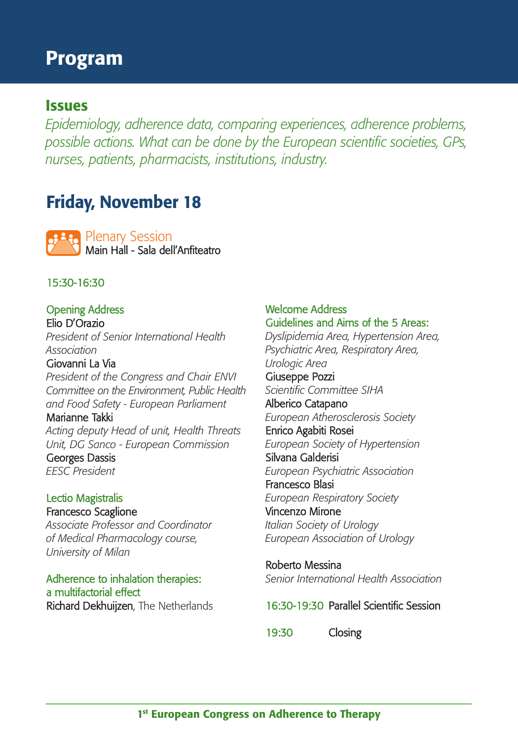# Program

## Issues

*Epidemiology, adherence data, comparing experiences, adherence problems, possible actions. What can be done by the European scientific societies, GPs, nurses, patients, pharmacists, institutions, industry.*

## Friday, November 18

Plenary Session
Main Hall - Sala dell'Anfiteatro

15:30-16:30

Opening Address

Elio D'Orazio
*President of Senior International Health Association*

Giovanni La Via
*President of the Congress and Chair ENVI Committee on the Environment, Public Health and Food Safety - European Parliament*

Marianne Takki
*Acting deputy Head of unit, Health Threats Unit, DG Sanco - European Commission*

Georges Dassis
*EESC President*

Lectio Magistralis

Francesco Scaglione
*Associate Professor and Coordinator of Medical Pharmacology course, University of Milan*

Adherence to inhalation therapies: a multifactorial effect

Richard Dekhuijzen, The Netherlands

Welcome Address

Guidelines and Aims of the 5 Areas:
*Dyslipidemia Area, Hypertension Area, Psychiatric Area, Respiratory Area, Urologic Area*

Giuseppe Pozzi
*Scientific Committee SIHA*

Alberico Catapano
*European Atherosclerosis Society*

Enrico Agabiti Rosei
*European Society of Hypertension*

Silvana Galderisi
*European Psychiatric Association*

Francesco Blasi
*European Respiratory Society*

Vincenzo Mirone
*Italian Society of Urology*
*European Association of Urology*

Roberto Messina
*Senior International Health Association*

16:30-19:30 Parallel Scientific Session

19:30 Closing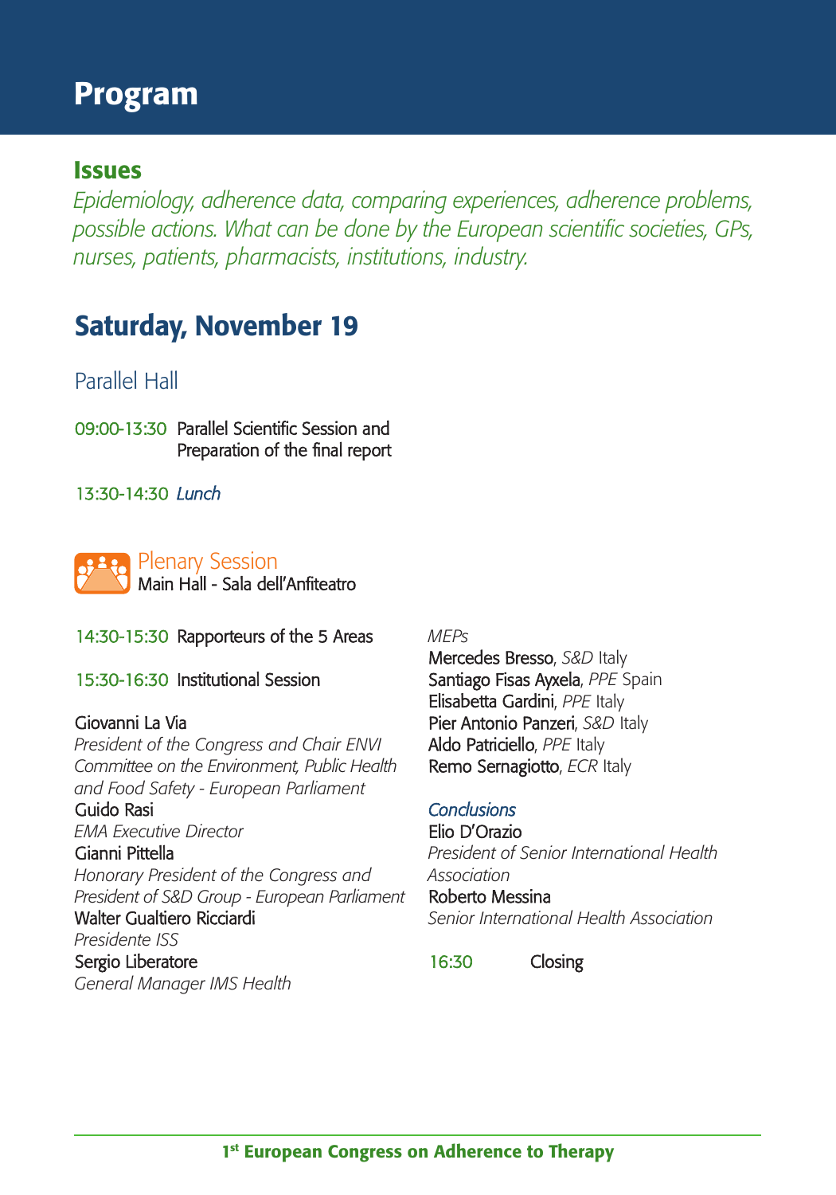# Program

## Issues

*Epidemiology, adherence data, comparing experiences, adherence problems, possible actions. What can be done by the European scientific societies, GPs, nurses, patients, pharmacists, institutions, industry.*

## Saturday, November 19

### Parallel Hall

09:00-13:30 Parallel Scientific Session and Preparation of the final report

13:30-14:30 *Lunch*

### Plenary Session

Main Hall - Sala dell'Anfiteatro

14:30-15:30 Rapporteurs of the 5 Areas

15:30-16:30 Institutional Session

Giovanni La Via
*President of the Congress and Chair ENVI Committee on the Environment, Public Health and Food Safety - European Parliament*

Guido Rasi
*EMA Executive Director*

Gianni Pittella
*Honorary President of the Congress and President of S&D Group - European Parliament*

Walter Gualtiero Ricciardi
*Presidente ISS*

Sergio Liberatore
*General Manager IMS Health*

*MEPs*

Mercedes Bresso, *S&D* Italy
Santiago Fisas Ayxela, *PPE* Spain
Elisabetta Gardini, *PPE* Italy
Pier Antonio Panzeri, *S&D* Italy
Aldo Patriciello, *PPE* Italy
Remo Sernagiotto, *ECR* Italy

*Conclusions*

Elio D'Orazio
*President of Senior International Health Association*

Roberto Messina
*Senior International Health Association*

16:30 Closing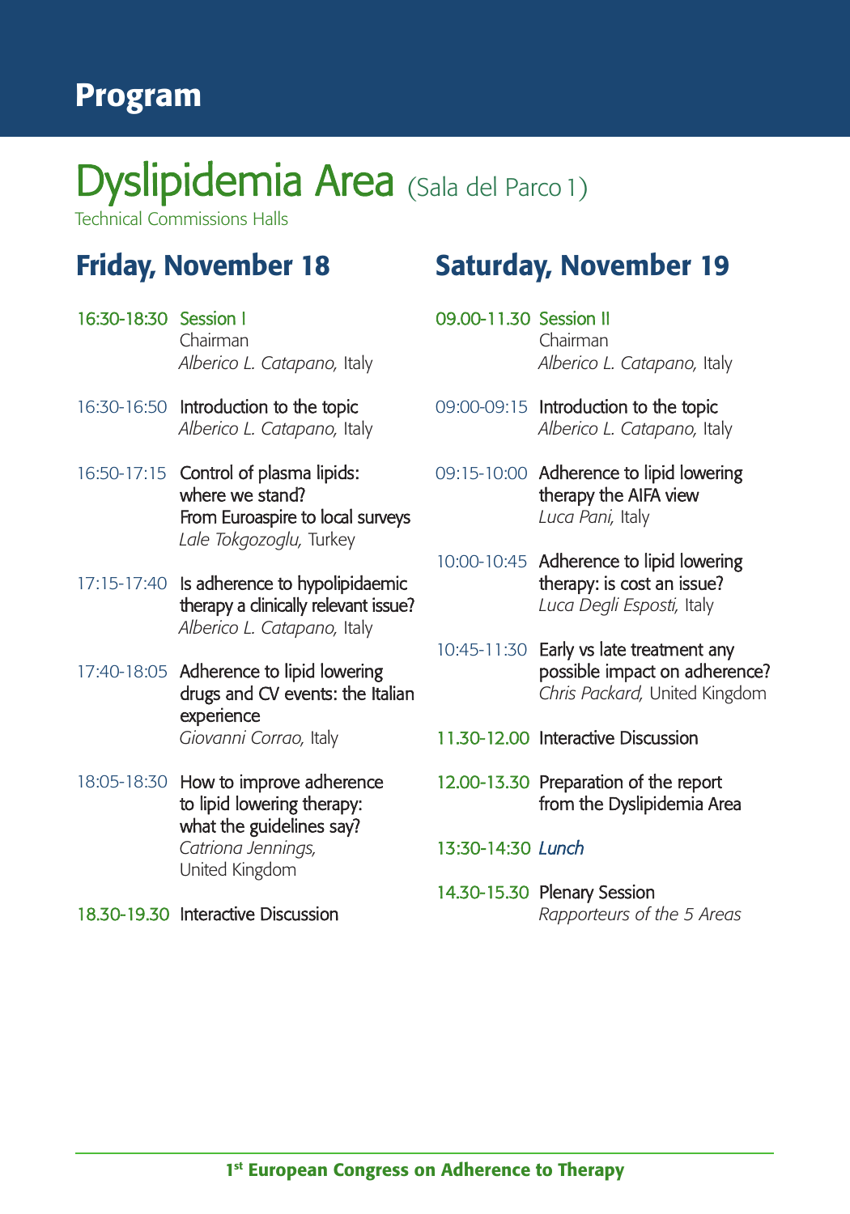# Program

## Dyslipidemia Area (Sala del Parco 1)

Technical Commissions Halls

### Friday, November 18

**16:30-18:30 Session I**
Chairman
*Alberico L. Catapano,* Italy

16:30-16:50 Introduction to the topic
*Alberico L. Catapano,* Italy

16:50-17:15 Control of plasma lipids: where we stand? From Euroaspire to local surveys
*Lale Tokgozoglu,* Turkey

17:15-17:40 Is adherence to hypolipidaemic therapy a clinically relevant issue?
*Alberico L. Catapano,* Italy

17:40-18:05 Adherence to lipid lowering drugs and CV events: the Italian experience
*Giovanni Corrao,* Italy

18:05-18:30 How to improve adherence to lipid lowering therapy: what the guidelines say?
*Catriona Jennings,* United Kingdom

18.30-19.30 Interactive Discussion

### Saturday, November 19

**09.00-11.30 Session II**
Chairman
*Alberico L. Catapano,* Italy

09:00-09:15 Introduction to the topic
*Alberico L. Catapano,* Italy

09:15-10:00 Adherence to lipid lowering therapy the AIFA view
*Luca Pani,* Italy

10:00-10:45 Adherence to lipid lowering therapy: is cost an issue?
*Luca Degli Esposti,* Italy

10:45-11:30 Early vs late treatment any possible impact on adherence?
*Chris Packard,* United Kingdom

11.30-12.00 Interactive Discussion

12.00-13.30 Preparation of the report from the Dyslipidemia Area

13:30-14:30 *Lunch*

14.30-15.30 Plenary Session
*Rapporteurs of the 5 Areas*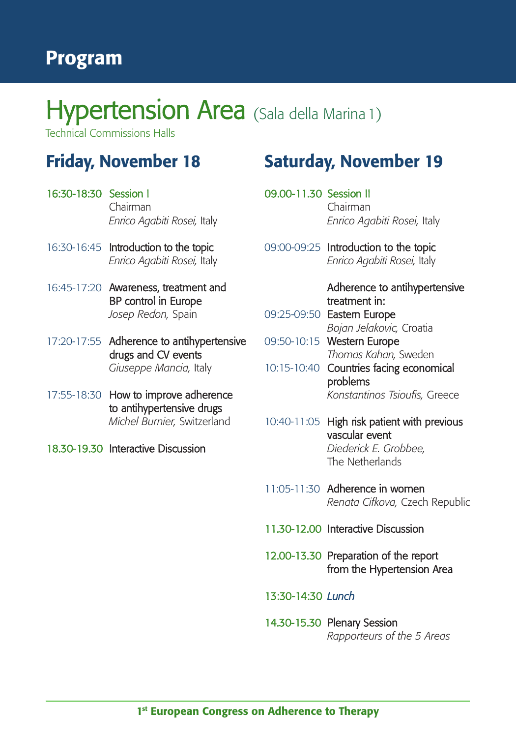# Program

## Hypertension Area (Sala della Marina 1)

Technical Commissions Halls

### Friday, November 18

**16:30-18:30 Session I**
Chairman
*Enrico Agabiti Rosei,* Italy

16:30-16:45 Introduction to the topic
*Enrico Agabiti Rosei,* Italy

16:45-17:20 Awareness, treatment and BP control in Europe
*Josep Redon,* Spain

17:20-17:55 Adherence to antihypertensive drugs and CV events
*Giuseppe Mancia,* Italy

17:55-18:30 How to improve adherence to antihypertensive drugs
*Michel Burnier,* Switzerland

18.30-19.30 Interactive Discussion

### Saturday, November 19

**09.00-11.30 Session II**
Chairman
*Enrico Agabiti Rosei,* Italy

09:00-09:25 Introduction to the topic
*Enrico Agabiti Rosei,* Italy

Adherence to antihypertensive treatment in:

09:25-09:50 Eastern Europe
*Bojan Jelakovic,* Croatia

09:50-10:15 Western Europe
*Thomas Kahan,* Sweden

10:15-10:40 Countries facing economical problems
*Konstantinos Tsioufis,* Greece

10:40-11:05 High risk patient with previous vascular event
*Diederick E. Grobbee,* The Netherlands

11:05-11:30 Adherence in women
*Renata Cifkova,* Czech Republic

11.30-12.00 Interactive Discussion

12.00-13.30 Preparation of the report from the Hypertension Area

13:30-14:30 *Lunch*

14.30-15.30 Plenary Session
*Rapporteurs of the 5 Areas*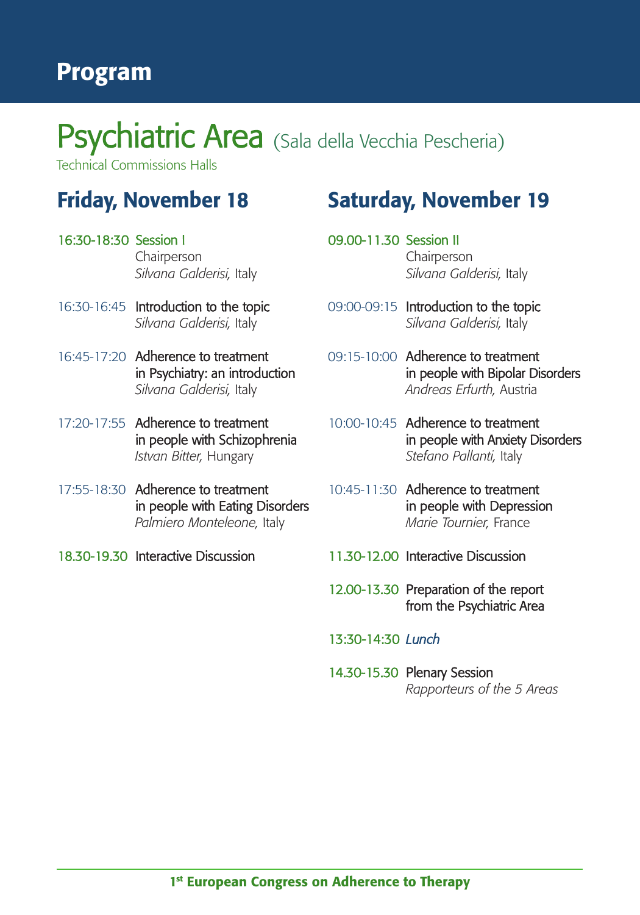# Program

## Psychiatric Area (Sala della Vecchia Pescheria)

Technical Commissions Halls

### Friday, November 18

**16:30-18:30 Session I**
Chairperson
*Silvana Galderisi,* Italy

16:30-16:45 Introduction to the topic
*Silvana Galderisi,* Italy

16:45-17:20 Adherence to treatment in Psychiatry: an introduction
*Silvana Galderisi,* Italy

17:20-17:55 Adherence to treatment in people with Schizophrenia
*Istvan Bitter,* Hungary

17:55-18:30 Adherence to treatment in people with Eating Disorders
*Palmiero Monteleone,* Italy

18.30-19.30 Interactive Discussion

### Saturday, November 19

**09.00-11.30 Session II**
Chairperson
*Silvana Galderisi,* Italy

09:00-09:15 Introduction to the topic
*Silvana Galderisi,* Italy

09:15-10:00 Adherence to treatment in people with Bipolar Disorders
*Andreas Erfurth,* Austria

10:00-10:45 Adherence to treatment in people with Anxiety Disorders
*Stefano Pallanti,* Italy

10:45-11:30 Adherence to treatment in people with Depression
*Marie Tournier,* France

11.30-12.00 Interactive Discussion

12.00-13.30 Preparation of the report from the Psychiatric Area

13:30-14:30 *Lunch*

14.30-15.30 Plenary Session
*Rapporteurs of the 5 Areas*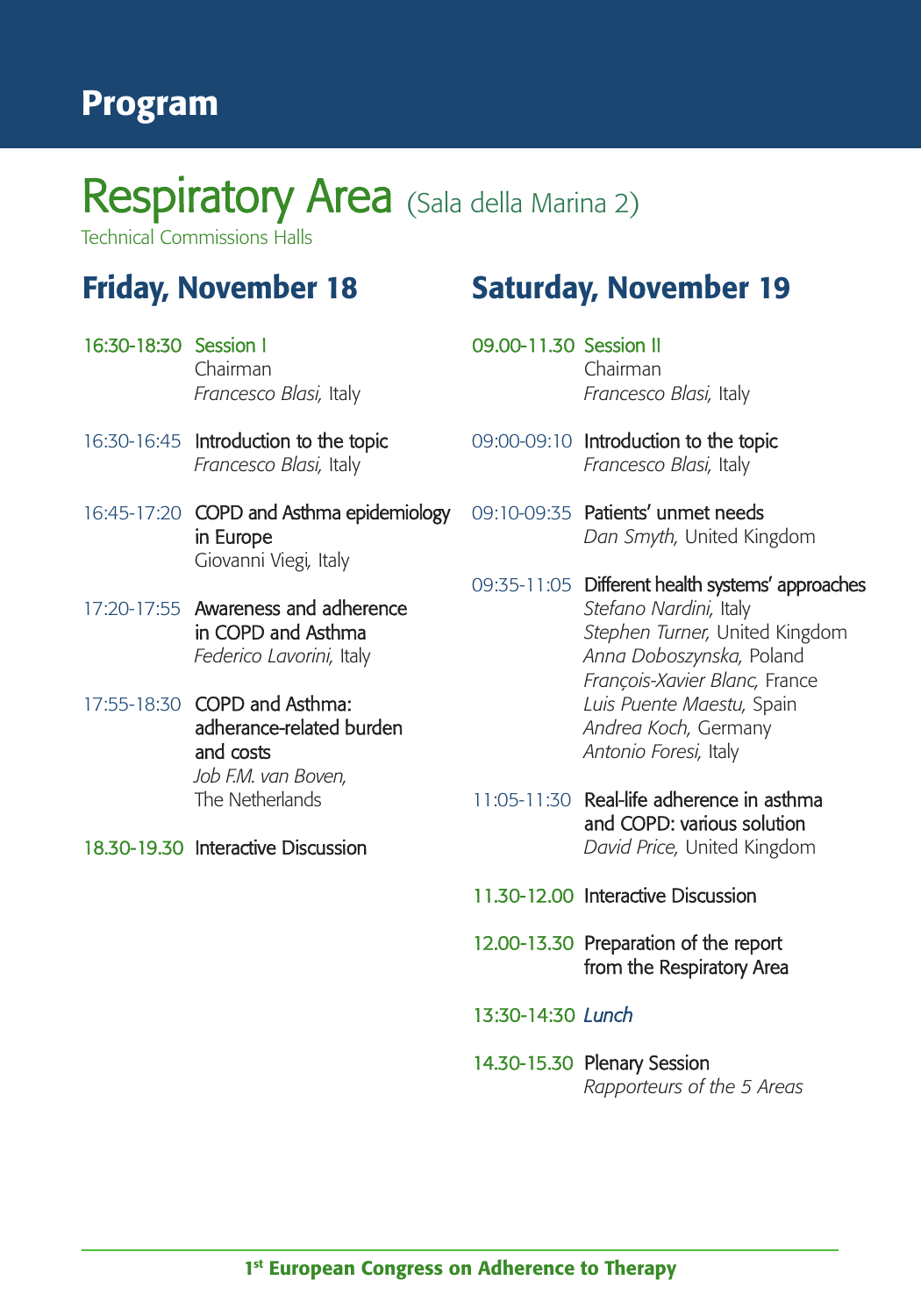# Program

## Respiratory Area (Sala della Marina 2)

Technical Commissions Halls

### Friday, November 18

**16:30-18:30 Session I**
Chairman
*Francesco Blasi,* Italy

**16:30-16:45** Introduction to the topic
*Francesco Blasi,* Italy

**16:45-17:20** COPD and Asthma epidemiology in Europe
Giovanni Viegi, Italy

**17:20-17:55** Awareness and adherence in COPD and Asthma
*Federico Lavorini,* Italy

**17:55-18:30** COPD and Asthma: adherance-related burden and costs
*Job F.M. van Boven,*
The Netherlands

**18.30-19.30** Interactive Discussion

### Saturday, November 19

**09.00-11.30 Session II**
Chairman
*Francesco Blasi,* Italy

**09:00-09:10** Introduction to the topic
*Francesco Blasi,* Italy

**09:10-09:35** Patients' unmet needs
*Dan Smyth,* United Kingdom

**09:35-11:05** Different health systems' approaches
*Stefano Nardini,* Italy
*Stephen Turner,* United Kingdom
*Anna Doboszynska,* Poland
*François-Xavier Blanc,* France
*Luis Puente Maestu,* Spain
*Andrea Koch,* Germany
*Antonio Foresi,* Italy

**11:05-11:30** Real-life adherence in asthma and COPD: various solution
*David Price,* United Kingdom

**11.30-12.00** Interactive Discussion

**12.00-13.30** Preparation of the report from the Respiratory Area

**13:30-14:30** *Lunch*

**14.30-15.30** Plenary Session
*Rapporteurs of the 5 Areas*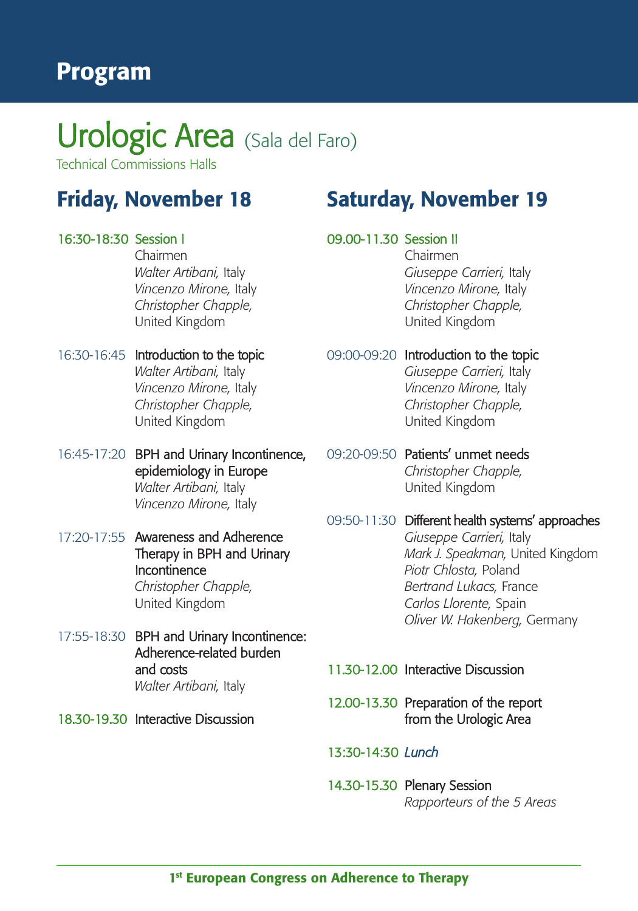# Program

## Urologic Area (Sala del Faro)

Technical Commissions Halls

### Friday, November 18

**16:30-18:30 Session I**
Chairmen
*Walter Artibani,* Italy
*Vincenzo Mirone,* Italy
*Christopher Chapple,* United Kingdom

**16:30-16:45 Introduction to the topic**
*Walter Artibani,* Italy
*Vincenzo Mirone,* Italy
*Christopher Chapple,* United Kingdom

**16:45-17:20 BPH and Urinary Incontinence, epidemiology in Europe**
*Walter Artibani,* Italy
*Vincenzo Mirone,* Italy

**17:20-17:55 Awareness and Adherence Therapy in BPH and Urinary Incontinence**
*Christopher Chapple,* United Kingdom

**17:55-18:30 BPH and Urinary Incontinence: Adherence-related burden and costs**
*Walter Artibani,* Italy

**18.30-19.30 Interactive Discussion**

### Saturday, November 19

**09.00-11.30 Session II**
Chairmen
*Giuseppe Carrieri,* Italy
*Vincenzo Mirone,* Italy
*Christopher Chapple,* United Kingdom

**09:00-09:20 Introduction to the topic**
*Giuseppe Carrieri,* Italy
*Vincenzo Mirone,* Italy
*Christopher Chapple,* United Kingdom

**09:20-09:50 Patients' unmet needs**
*Christopher Chapple,* United Kingdom

**09:50-11:30 Different health systems' approaches**
*Giuseppe Carrieri,* Italy
*Mark J. Speakman,* United Kingdom
*Piotr Chlosta,* Poland
*Bertrand Lukacs,* France
*Carlos Llorente,* Spain
*Oliver W. Hakenberg,* Germany

**11.30-12.00 Interactive Discussion**

**12.00-13.30 Preparation of the report from the Urologic Area**

**13:30-14:30** *Lunch*

**14.30-15.30 Plenary Session**
*Rapporteurs of the 5 Areas*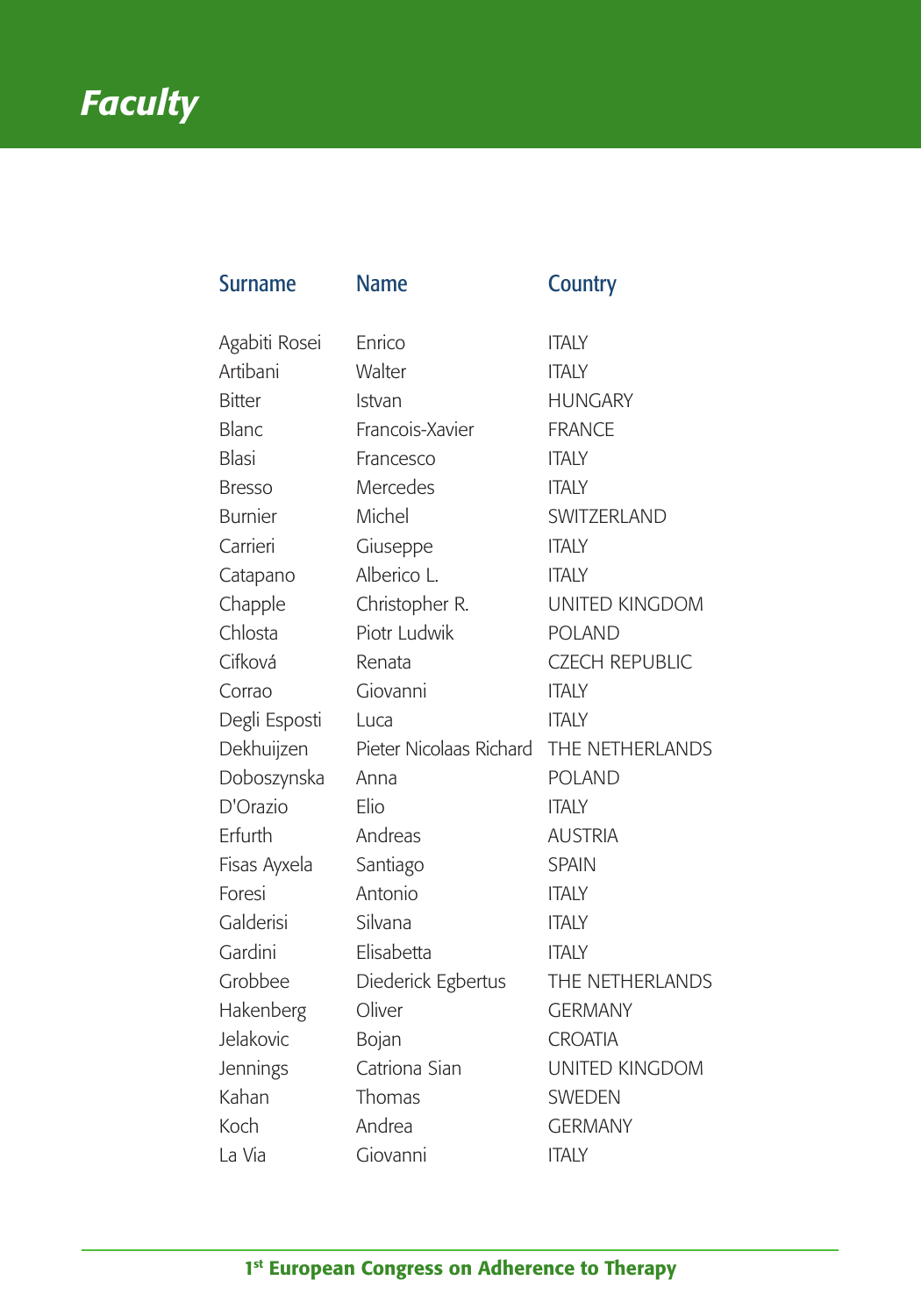# Faculty

| Surname | Name | Country |
|---|---|---|
| Agabiti Rosei | Enrico | ITALY |
| Artibani | Walter | ITALY |
| Bitter | Istvan | HUNGARY |
| Blanc | Francois-Xavier | FRANCE |
| Blasi | Francesco | ITALY |
| Bresso | Mercedes | ITALY |
| Burnier | Michel | SWITZERLAND |
| Carrieri | Giuseppe | ITALY |
| Catapano | Alberico L. | ITALY |
| Chapple | Christopher R. | UNITED KINGDOM |
| Chlosta | Piotr Ludwik | POLAND |
| Cifková | Renata | CZECH REPUBLIC |
| Corrao | Giovanni | ITALY |
| Degli Esposti | Luca | ITALY |
| Dekhuijzen | Pieter Nicolaas Richard | THE NETHERLANDS |
| Doboszynska | Anna | POLAND |
| D'Orazio | Elio | ITALY |
| Erfurth | Andreas | AUSTRIA |
| Fisas Ayxela | Santiago | SPAIN |
| Foresi | Antonio | ITALY |
| Galderisi | Silvana | ITALY |
| Gardini | Elisabetta | ITALY |
| Grobbee | Diederick Egbertus | THE NETHERLANDS |
| Hakenberg | Oliver | GERMANY |
| Jelakovic | Bojan | CROATIA |
| Jennings | Catriona Sian | UNITED KINGDOM |
| Kahan | Thomas | SWEDEN |
| Koch | Andrea | GERMANY |
| La Via | Giovanni | ITALY |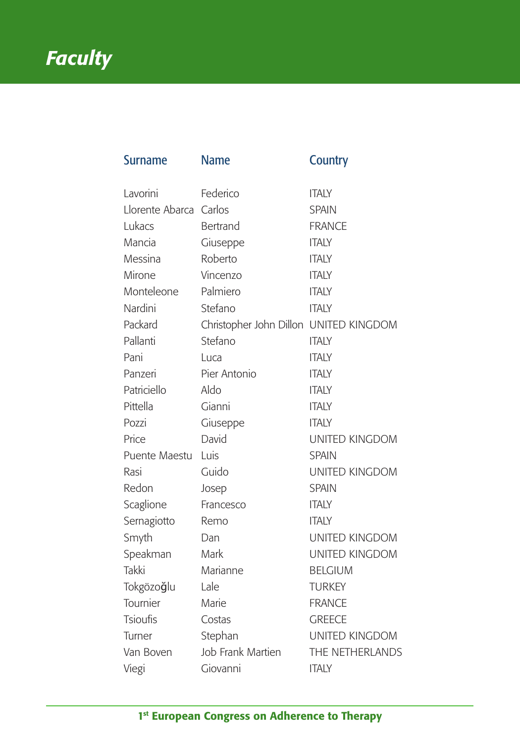# Faculty

| Surname | Name | Country |
| --- | --- | --- |
| Lavorini | Federico | ITALY |
| Llorente Abarca | Carlos | SPAIN |
| Lukacs | Bertrand | FRANCE |
| Mancia | Giuseppe | ITALY |
| Messina | Roberto | ITALY |
| Mirone | Vincenzo | ITALY |
| Monteleone | Palmiero | ITALY |
| Nardini | Stefano | ITALY |
| Packard | Christopher John Dillon | UNITED KINGDOM |
| Pallanti | Stefano | ITALY |
| Pani | Luca | ITALY |
| Panzeri | Pier Antonio | ITALY |
| Patriciello | Aldo | ITALY |
| Pittella | Gianni | ITALY |
| Pozzi | Giuseppe | ITALY |
| Price | David | UNITED KINGDOM |
| Puente Maestu | Luis | SPAIN |
| Rasi | Guido | UNITED KINGDOM |
| Redon | Josep | SPAIN |
| Scaglione | Francesco | ITALY |
| Sernagiotto | Remo | ITALY |
| Smyth | Dan | UNITED KINGDOM |
| Speakman | Mark | UNITED KINGDOM |
| Takki | Marianne | BELGIUM |
| Tokgözoğlu | Lale | TURKEY |
| Tournier | Marie | FRANCE |
| Tsioufis | Costas | GREECE |
| Turner | Stephan | UNITED KINGDOM |
| Van Boven | Job Frank Martien | THE NETHERLANDS |
| Viegi | Giovanni | ITALY |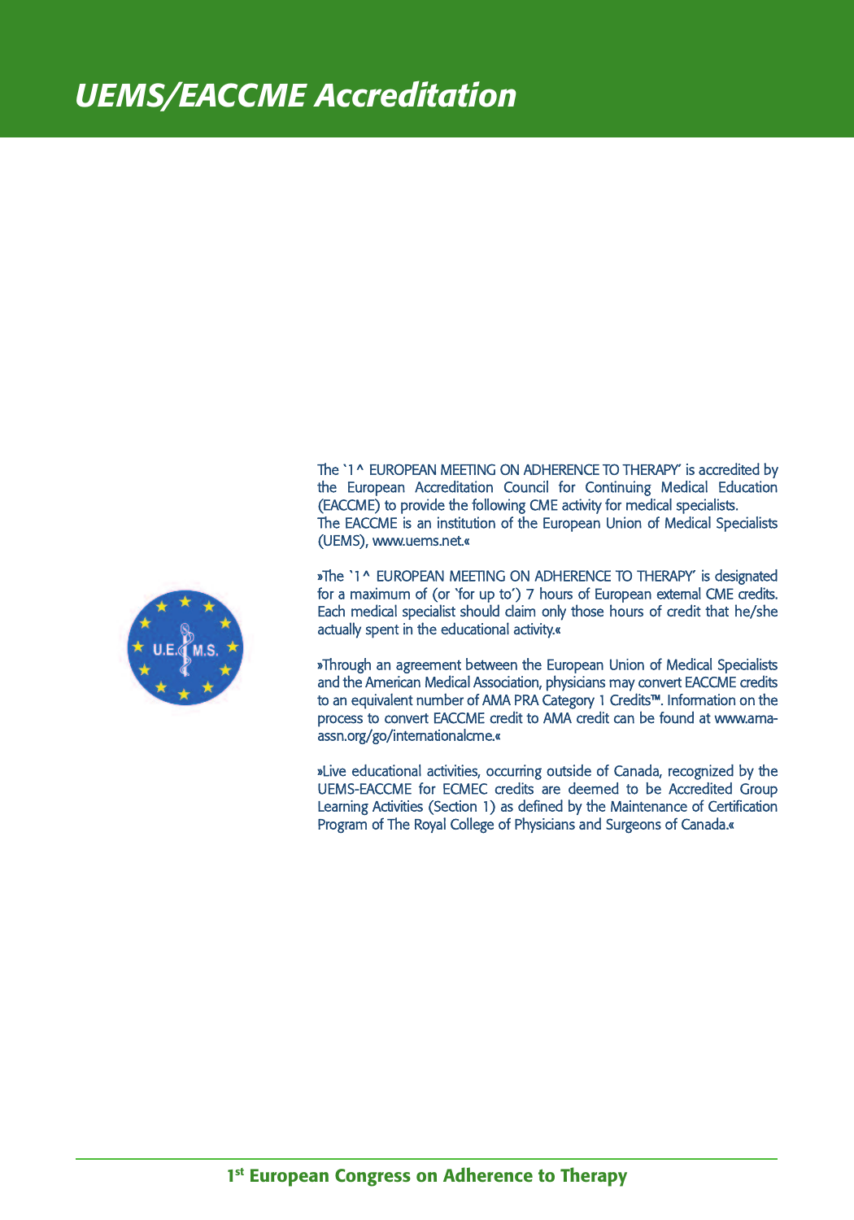# UEMS/EACCME Accreditation

The `1^ EUROPEAN MEETING ON ADHERENCE TO THERAPY' is accredited by the European Accreditation Council for Continuing Medical Education (EACCME) to provide the following CME activity for medical specialists.
The EACCME is an institution of the European Union of Medical Specialists (UEMS), www.uems.net.«

»The `1^ EUROPEAN MEETING ON ADHERENCE TO THERAPY' is designated for a maximum of (or 'for up to') 7 hours of European external CME credits. Each medical specialist should claim only those hours of credit that he/she actually spent in the educational activity.«

»Through an agreement between the European Union of Medical Specialists and the American Medical Association, physicians may convert EACCME credits to an equivalent number of AMA PRA Category 1 Credits™. Information on the process to convert EACCME credit to AMA credit can be found at www.ama-assn.org/go/internationalcme.«

»Live educational activities, occurring outside of Canada, recognized by the UEMS-EACCME for ECMEC credits are deemed to be Accredited Group Learning Activities (Section 1) as defined by the Maintenance of Certification Program of The Royal College of Physicians and Surgeons of Canada.«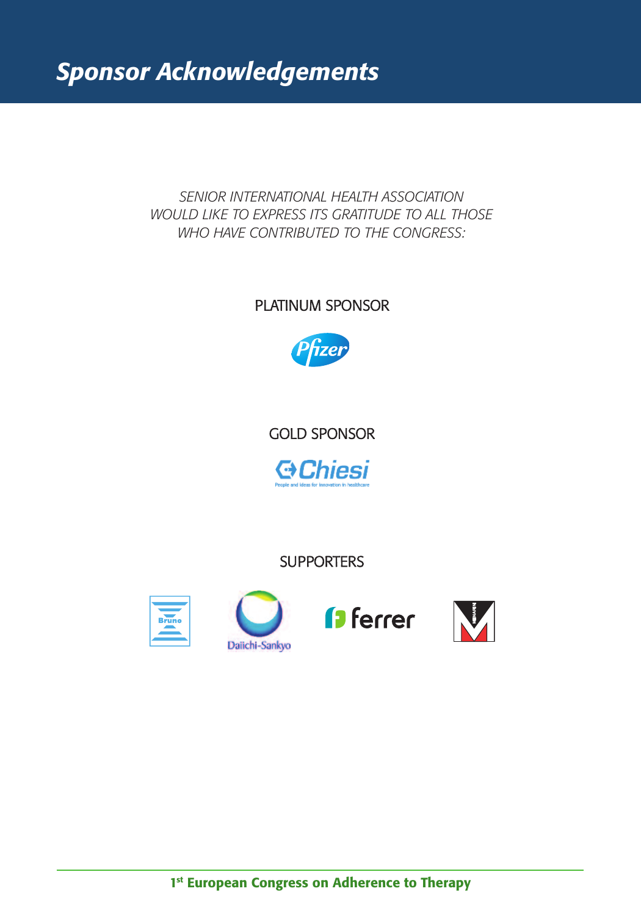# Sponsor Acknowledgements

*SENIOR INTERNATIONAL HEALTH ASSOCIATION WOULD LIKE TO EXPRESS ITS GRATITUDE TO ALL THOSE WHO HAVE CONTRIBUTED TO THE CONGRESS:*

PLATINUM SPONSOR

Pfizer

GOLD SPONSOR

Chiesi

People and ideas for innovation in healthcare

SUPPORTERS

Bruno

Daiichi-Sankyo

ferrer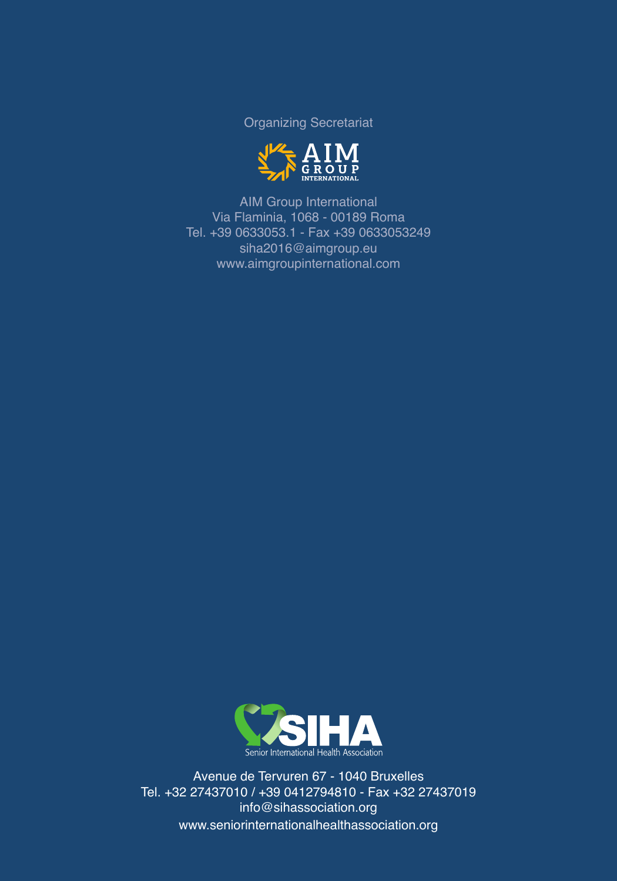Organizing Secretariat

AIM GROUP INTERNATIONAL

AIM Group International
Via Flaminia, 1068 - 00189 Roma
Tel. +39 0633053.1 - Fax +39 0633053249
siha2016@aimgroup.eu
www.aimgroupinternational.com

SIHA
Senior International Health Association

Avenue de Tervuren 67 - 1040 Bruxelles
Tel. +32 27437010 / +39 0412794810 - Fax +32 27437019
info@sihassociation.org
www.seniorinternationalhealthassociation.org